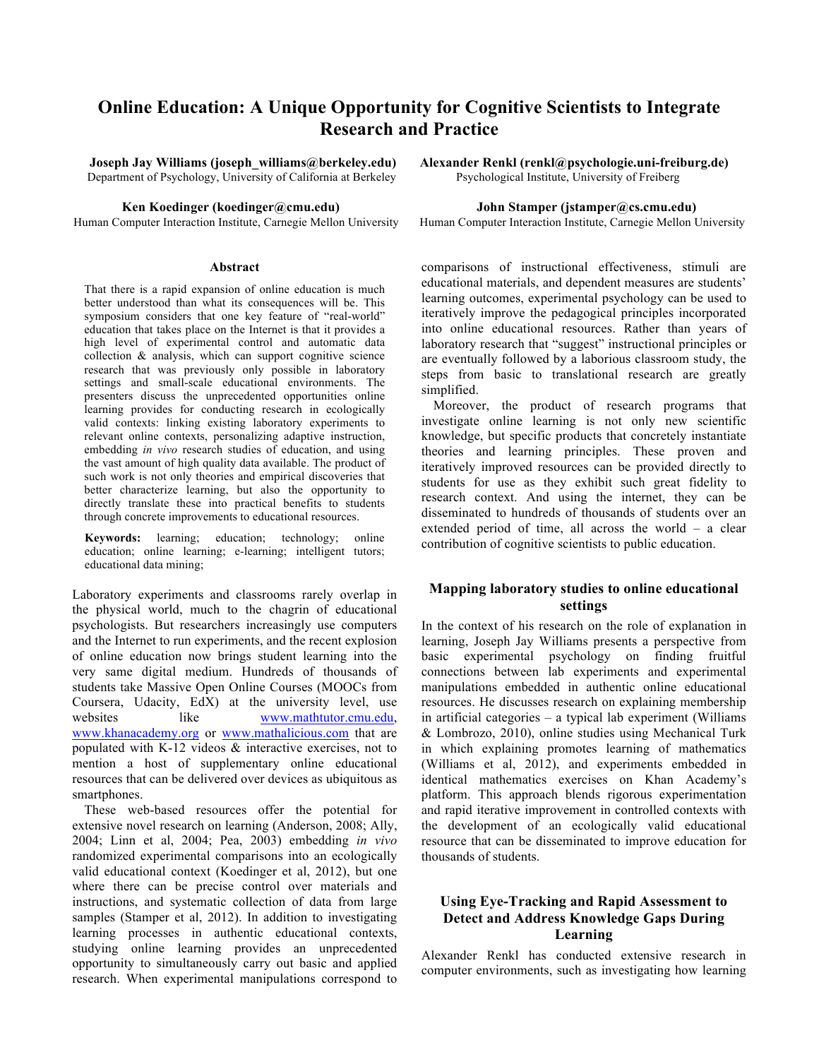# Online Education: A Unique Opportunity for Cognitive Scientists to Integrate Research and Practice

**Joseph Jay Williams (joseph_williams@berkeley.edu)**
Department of Psychology, University of California at Berkeley

**Alexander Renkl (renkl@psychologie.uni-freiburg.de)**
Psychological Institute, University of Freiberg

**Ken Koedinger (koedinger@cmu.edu)**
Human Computer Interaction Institute, Carnegie Mellon University

**John Stamper (jstamper@cs.cmu.edu)**
Human Computer Interaction Institute, Carnegie Mellon University

## Abstract

That there is a rapid expansion of online education is much better understood than what its consequences will be. This symposium considers that one key feature of "real-world" education that takes place on the Internet is that it provides a high level of experimental control and automatic data collection & analysis, which can support cognitive science research that was previously only possible in laboratory settings and small-scale educational environments. The presenters discuss the unprecedented opportunities online learning provides for conducting research in ecologically valid contexts: linking existing laboratory experiments to relevant online contexts, personalizing adaptive instruction, embedding *in vivo* research studies of education, and using the vast amount of high quality data available. The product of such work is not only theories and empirical discoveries that better characterize learning, but also the opportunity to directly translate these into practical benefits to students through concrete improvements to educational resources.

**Keywords:** learning; education; technology; online education; online learning; e-learning; intelligent tutors; educational data mining;

Laboratory experiments and classrooms rarely overlap in the physical world, much to the chagrin of educational psychologists. But researchers increasingly use computers and the Internet to run experiments, and the recent explosion of online education now brings student learning into the very same digital medium. Hundreds of thousands of students take Massive Open Online Courses (MOOCs from Coursera, Udacity, EdX) at the university level, use websites like www.mathtutor.cmu.edu, www.khanacademy.org or www.mathalicious.com that are populated with K-12 videos & interactive exercises, not to mention a host of supplementary online educational resources that can be delivered over devices as ubiquitous as smartphones.

These web-based resources offer the potential for extensive novel research on learning (Anderson, 2008; Ally, 2004; Linn et al, 2004; Pea, 2003) embedding *in vivo* randomized experimental comparisons into an ecologically valid educational context (Koedinger et al, 2012), but one where there can be precise control over materials and instructions, and systematic collection of data from large samples (Stamper et al, 2012). In addition to investigating learning processes in authentic educational contexts, studying online learning provides an unprecedented opportunity to simultaneously carry out basic and applied research. When experimental manipulations correspond to comparisons of instructional effectiveness, stimuli are educational materials, and dependent measures are students' learning outcomes, experimental psychology can be used to iteratively improve the pedagogical principles incorporated into online educational resources. Rather than years of laboratory research that "suggest" instructional principles or are eventually followed by a laborious classroom study, the steps from basic to translational research are greatly simplified.

Moreover, the product of research programs that investigate online learning is not only new scientific knowledge, but specific products that concretely instantiate theories and learning principles. These proven and iteratively improved resources can be provided directly to students for use as they exhibit such great fidelity to research context. And using the internet, they can be disseminated to hundreds of thousands of students over an extended period of time, all across the world – a clear contribution of cognitive scientists to public education.

## Mapping laboratory studies to online educational settings

In the context of his research on the role of explanation in learning, Joseph Jay Williams presents a perspective from basic experimental psychology on finding fruitful connections between lab experiments and experimental manipulations embedded in authentic online educational resources. He discusses research on explaining membership in artificial categories – a typical lab experiment (Williams & Lombrozo, 2010), online studies using Mechanical Turk in which explaining promotes learning of mathematics (Williams et al, 2012), and experiments embedded in identical mathematics exercises on Khan Academy's platform. This approach blends rigorous experimentation and rapid iterative improvement in controlled contexts with the development of an ecologically valid educational resource that can be disseminated to improve education for thousands of students.

## Using Eye-Tracking and Rapid Assessment to Detect and Address Knowledge Gaps During Learning

Alexander Renkl has conducted extensive research in computer environments, such as investigating how learning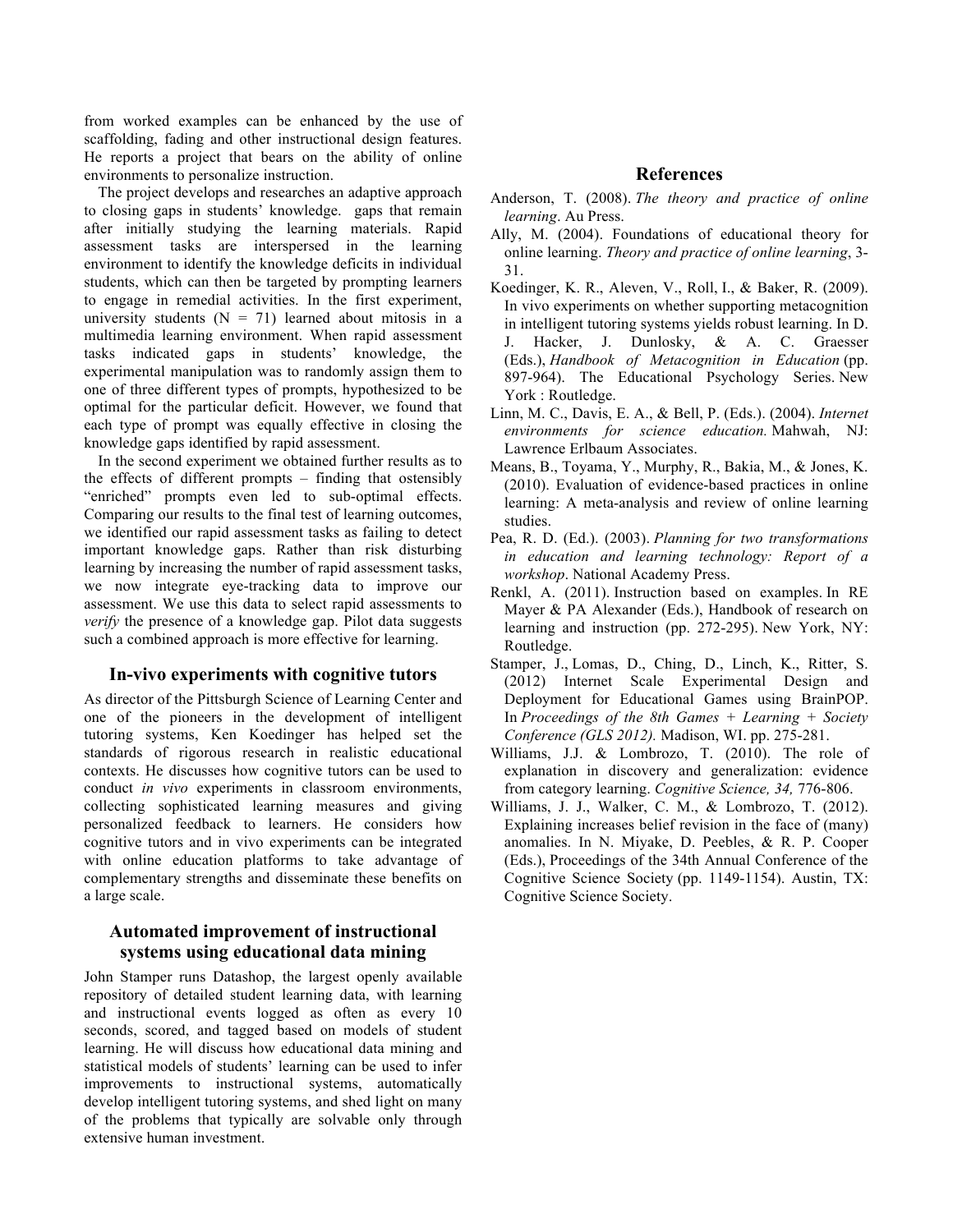from worked examples can be enhanced by the use of scaffolding, fading and other instructional design features. He reports a project that bears on the ability of online environments to personalize instruction.

The project develops and researches an adaptive approach to closing gaps in students' knowledge. gaps that remain after initially studying the learning materials. Rapid assessment tasks are interspersed in the learning environment to identify the knowledge deficits in individual students, which can then be targeted by prompting learners to engage in remedial activities. In the first experiment, university students (N = 71) learned about mitosis in a multimedia learning environment. When rapid assessment tasks indicated gaps in students' knowledge, the experimental manipulation was to randomly assign them to one of three different types of prompts, hypothesized to be optimal for the particular deficit. However, we found that each type of prompt was equally effective in closing the knowledge gaps identified by rapid assessment.

In the second experiment we obtained further results as to the effects of different prompts – finding that ostensibly "enriched" prompts even led to sub-optimal effects. Comparing our results to the final test of learning outcomes, we identified our rapid assessment tasks as failing to detect important knowledge gaps. Rather than risk disturbing learning by increasing the number of rapid assessment tasks, we now integrate eye-tracking data to improve our assessment. We use this data to select rapid assessments to *verify* the presence of a knowledge gap. Pilot data suggests such a combined approach is more effective for learning.

## In-vivo experiments with cognitive tutors

As director of the Pittsburgh Science of Learning Center and one of the pioneers in the development of intelligent tutoring systems, Ken Koedinger has helped set the standards of rigorous research in realistic educational contexts. He discusses how cognitive tutors can be used to conduct *in vivo* experiments in classroom environments, collecting sophisticated learning measures and giving personalized feedback to learners. He considers how cognitive tutors and in vivo experiments can be integrated with online education platforms to take advantage of complementary strengths and disseminate these benefits on a large scale.

## Automated improvement of instructional systems using educational data mining

John Stamper runs Datashop, the largest openly available repository of detailed student learning data, with learning and instructional events logged as often as every 10 seconds, scored, and tagged based on models of student learning. He will discuss how educational data mining and statistical models of students' learning can be used to infer improvements to instructional systems, automatically develop intelligent tutoring systems, and shed light on many of the problems that typically are solvable only through extensive human investment.

## References

Anderson, T. (2008). *The theory and practice of online learning*. Au Press.

Ally, M. (2004). Foundations of educational theory for online learning. *Theory and practice of online learning*, 3-31.

Koedinger, K. R., Aleven, V., Roll, I., & Baker, R. (2009). In vivo experiments on whether supporting metacognition in intelligent tutoring systems yields robust learning. In D. J. Hacker, J. Dunlosky, & A. C. Graesser (Eds.), *Handbook of Metacognition in Education* (pp. 897-964). The Educational Psychology Series. New York : Routledge.

Linn, M. C., Davis, E. A., & Bell, P. (Eds.). (2004). *Internet environments for science education.* Mahwah, NJ: Lawrence Erlbaum Associates.

Means, B., Toyama, Y., Murphy, R., Bakia, M., & Jones, K. (2010). Evaluation of evidence-based practices in online learning: A meta-analysis and review of online learning studies.

Pea, R. D. (Ed.). (2003). *Planning for two transformations in education and learning technology: Report of a workshop*. National Academy Press.

Renkl, A. (2011). Instruction based on examples. In RE Mayer & PA Alexander (Eds.), Handbook of research on learning and instruction (pp. 272-295). New York, NY: Routledge.

Stamper, J., Lomas, D., Ching, D., Linch, K., Ritter, S. (2012) Internet Scale Experimental Design and Deployment for Educational Games using BrainPOP. In *Proceedings of the 8th Games + Learning + Society Conference (GLS 2012).* Madison, WI. pp. 275-281.

Williams, J.J. & Lombrozo, T. (2010). The role of explanation in discovery and generalization: evidence from category learning. *Cognitive Science, 34,* 776-806.

Williams, J. J., Walker, C. M., & Lombrozo, T. (2012). Explaining increases belief revision in the face of (many) anomalies. In N. Miyake, D. Peebles, & R. P. Cooper (Eds.), Proceedings of the 34th Annual Conference of the Cognitive Science Society (pp. 1149-1154). Austin, TX: Cognitive Science Society.